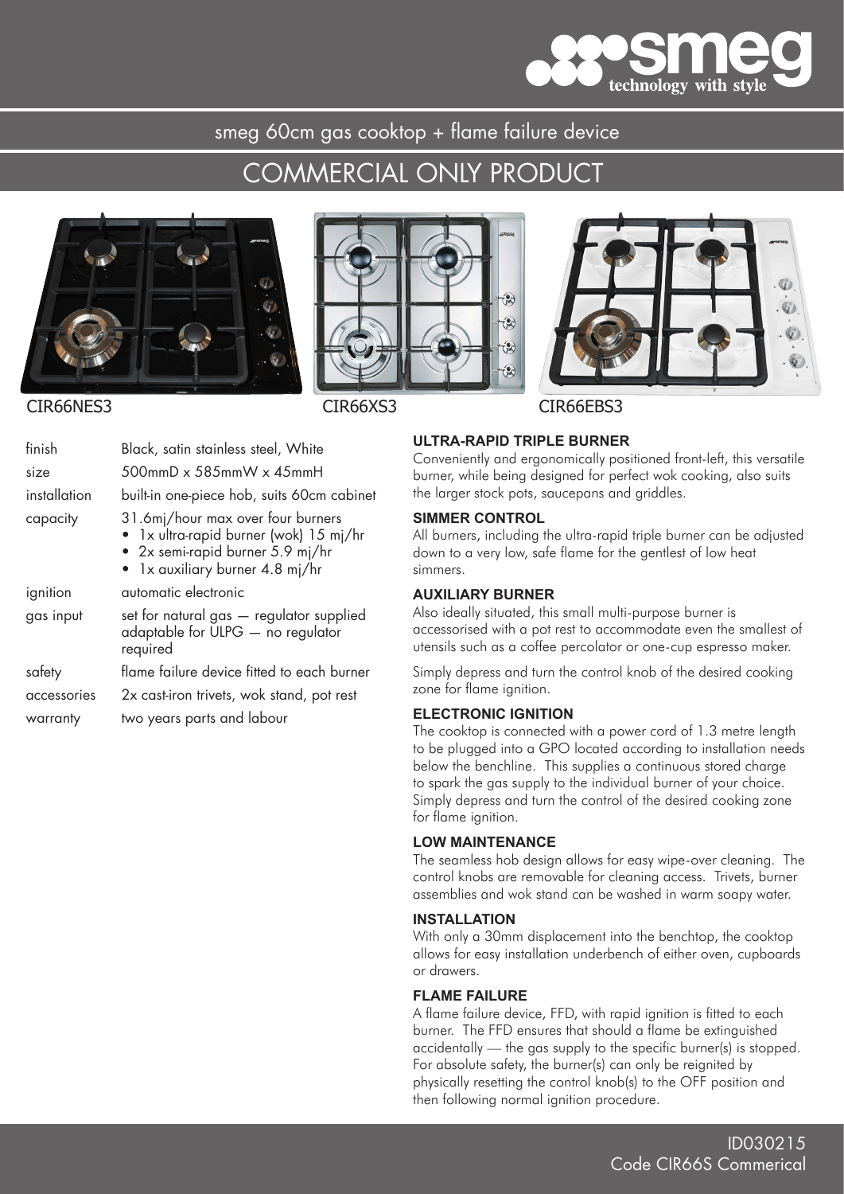smeg technology with style

smeg 60cm gas cooktop + flame failure device

# COMMERCIAL ONLY PRODUCT

CIR66NES3 CIR66XS3 CIR66EBS3

| | |
|---|---|
| finish | Black, satin stainless steel, White |
| size | 500mmD x 585mmW x 45mmH |
| installation | built-in one-piece hob, suits 60cm cabinet |
| capacity | 31.6mj/hour max over four burners<br>• 1x ultra-rapid burner (wok) 15 mj/hr<br>• 2x semi-rapid burner 5.9 mj/hr<br>• 1x auxiliary burner 4.8 mj/hr |
| ignition | automatic electronic |
| gas input | set for natural gas — regulator supplied adaptable for ULPG — no regulator required |
| safety | flame failure device fitted to each burner |
| accessories | 2x cast-iron trivets, wok stand, pot rest |
| warranty | two years parts and labour |

### ULTRA-RAPID TRIPLE BURNER

Conveniently and ergonomically positioned front-left, this versatile burner, while being designed for perfect wok cooking, also suits the larger stock pots, saucepans and griddles.

### SIMMER CONTROL

All burners, including the ultra-rapid triple burner can be adjusted down to a very low, safe flame for the gentlest of low heat simmers.

### AUXILIARY BURNER

Also ideally situated, this small multi-purpose burner is accessorised with a pot rest to accommodate even the smallest of utensils such as a coffee percolator or one-cup espresso maker.

Simply depress and turn the control knob of the desired cooking zone for flame ignition.

### ELECTRONIC IGNITION

The cooktop is connected with a power cord of 1.3 metre length to be plugged into a GPO located according to installation needs below the benchline. This supplies a continuous stored charge to spark the gas supply to the individual burner of your choice. Simply depress and turn the control of the desired cooking zone for flame ignition.

### LOW MAINTENANCE

The seamless hob design allows for easy wipe-over cleaning. The control knobs are removable for cleaning access. Trivets, burner assemblies and wok stand can be washed in warm soapy water.

### INSTALLATION

With only a 30mm displacement into the benchtop, the cooktop allows for easy installation underbench of either oven, cupboards or drawers.

### FLAME FAILURE

A flame failure device, FFD, with rapid ignition is fitted to each burner. The FFD ensures that should a flame be extinguished accidentally — the gas supply to the specific burner(s) is stopped. For absolute safety, the burner(s) can only be reignited by physically resetting the control knob(s) to the OFF position and then following normal ignition procedure.

ID030215
Code CIR66S Commerical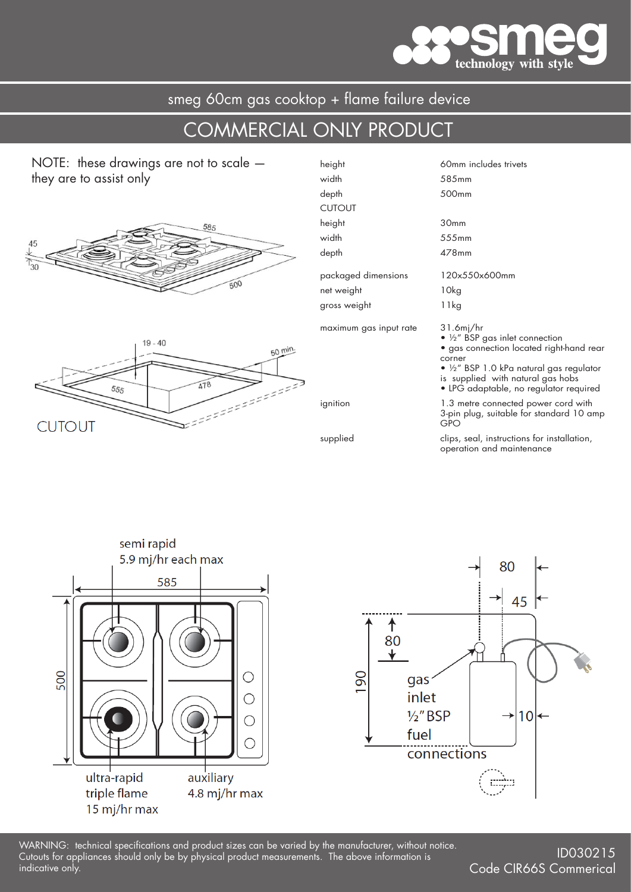# smeg 60cm gas cooktop + flame failure device

## COMMERCIAL ONLY PRODUCT

NOTE: these drawings are not to scale — they are to assist only

585

45

30

500

19 - 40

50 min.

555

478

CUTOUT

| | |
|---|---|
| height | 60mm includes trivets |
| width | 585mm |
| depth | 500mm |
| CUTOUT | |
| height | 30mm |
| width | 555mm |
| depth | 478mm |
| packaged dimensions | 120x550x600mm |
| net weight | 10kg |
| gross weight | 11kg |
| maximum gas input rate | 31.6mj/hr<br>• ½" BSP gas inlet connection<br>• gas connection located right-hand rear corner<br>• ½" BSP 1.0 kPa natural gas regulator is supplied with natural gas hobs<br>• LPG adaptable, no regulator required |
| ignition | 1.3 metre connected power cord with 3-pin plug, suitable for standard 10 amp GPO |
| supplied | clips, seal, instructions for installation, operation and maintenance |

semi rapid
5.9 mj/hr each max

585

500

ultra-rapid
triple flame
15 mj/hr max

auxiliary
4.8 mj/hr max

80

45

80

190

gas inlet ½" BSP fuel connections

10

WARNING: technical specifications and product sizes can be varied by the manufacturer, without notice. Cutouts for appliances should only be by physical product measurements. The above information is indicative only.

ID030215
Code CIR66S Commerical